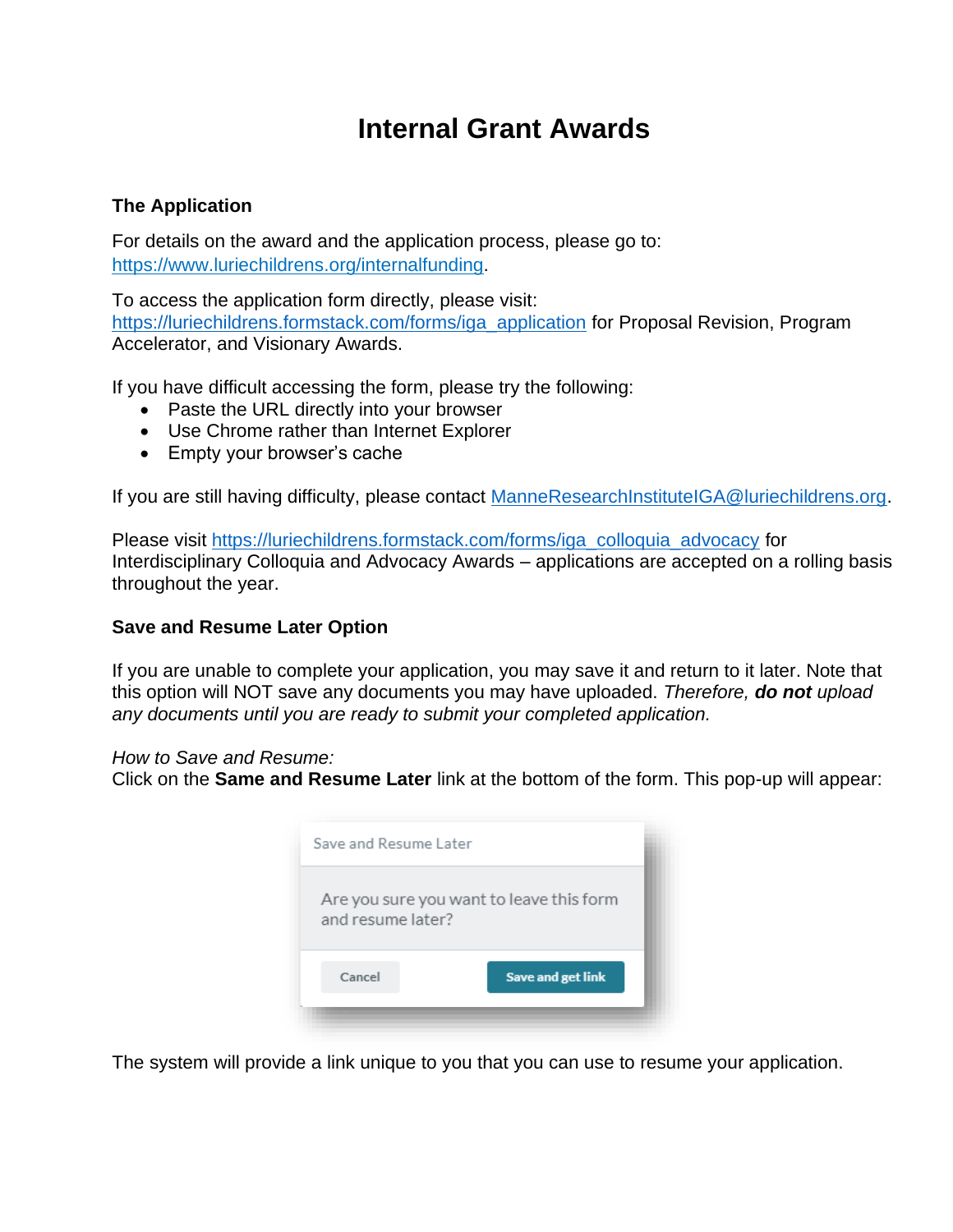# Internal Grant Awards

### The Application

For details on the award and the application process, please go to: https://www.luriechildrens.org/internalfunding.

To access the application form directly, please visit: https://luriechildrens.formstack.com/forms/iga_application for Proposal Revision, Program Accelerator, and Visionary Awards.

If you have difficult accessing the form, please try the following:

- Paste the URL directly into your browser
- Use Chrome rather than Internet Explorer
- Empty your browser's cache

If you are still having difficulty, please contact ManneResearchInstituteIGA@luriechildrens.org.

Please visit https://luriechildrens.formstack.com/forms/iga_colloquia_advocacy for Interdisciplinary Colloquia and Advocacy Awards – applications are accepted on a rolling basis throughout the year.

### Save and Resume Later Option

If you are unable to complete your application, you may save it and return to it later. Note that this option will NOT save any documents you may have uploaded. *Therefore, **do not** upload any documents until you are ready to submit your completed application.*

*How to Save and Resume:*
Click on the **Same and Resume Later** link at the bottom of the form. This pop-up will appear:

Save and Resume Later

Are you sure you want to leave this form and resume later?

Cancel | Save and get link

The system will provide a link unique to you that you can use to resume your application.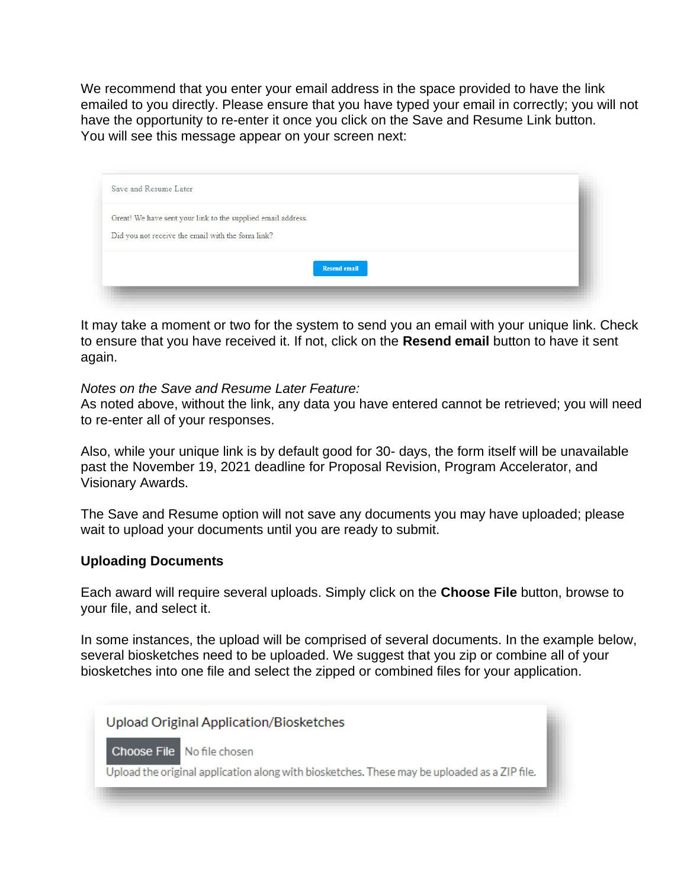We recommend that you enter your email address in the space provided to have the link emailed to you directly. Please ensure that you have typed your email in correctly; you will not have the opportunity to re-enter it once you click on the Save and Resume Link button. You will see this message appear on your screen next:

Save and Resume Later

Great! We have sent your link to the supplied email address.

Did you not receive the email with the form link?

Resend email

It may take a moment or two for the system to send you an email with your unique link. Check to ensure that you have received it. If not, click on the **Resend email** button to have it sent again.

*Notes on the Save and Resume Later Feature:*
As noted above, without the link, any data you have entered cannot be retrieved; you will need to re-enter all of your responses.

Also, while your unique link is by default good for 30- days, the form itself will be unavailable past the November 19, 2021 deadline for Proposal Revision, Program Accelerator, and Visionary Awards.

The Save and Resume option will not save any documents you may have uploaded; please wait to upload your documents until you are ready to submit.

**Uploading Documents**

Each award will require several uploads. Simply click on the **Choose File** button, browse to your file, and select it.

In some instances, the upload will be comprised of several documents. In the example below, several biosketches need to be uploaded. We suggest that you zip or combine all of your biosketches into one file and select the zipped or combined files for your application.

Upload Original Application/Biosketches

Choose File No file chosen

Upload the original application along with biosketches. These may be uploaded as a ZIP file.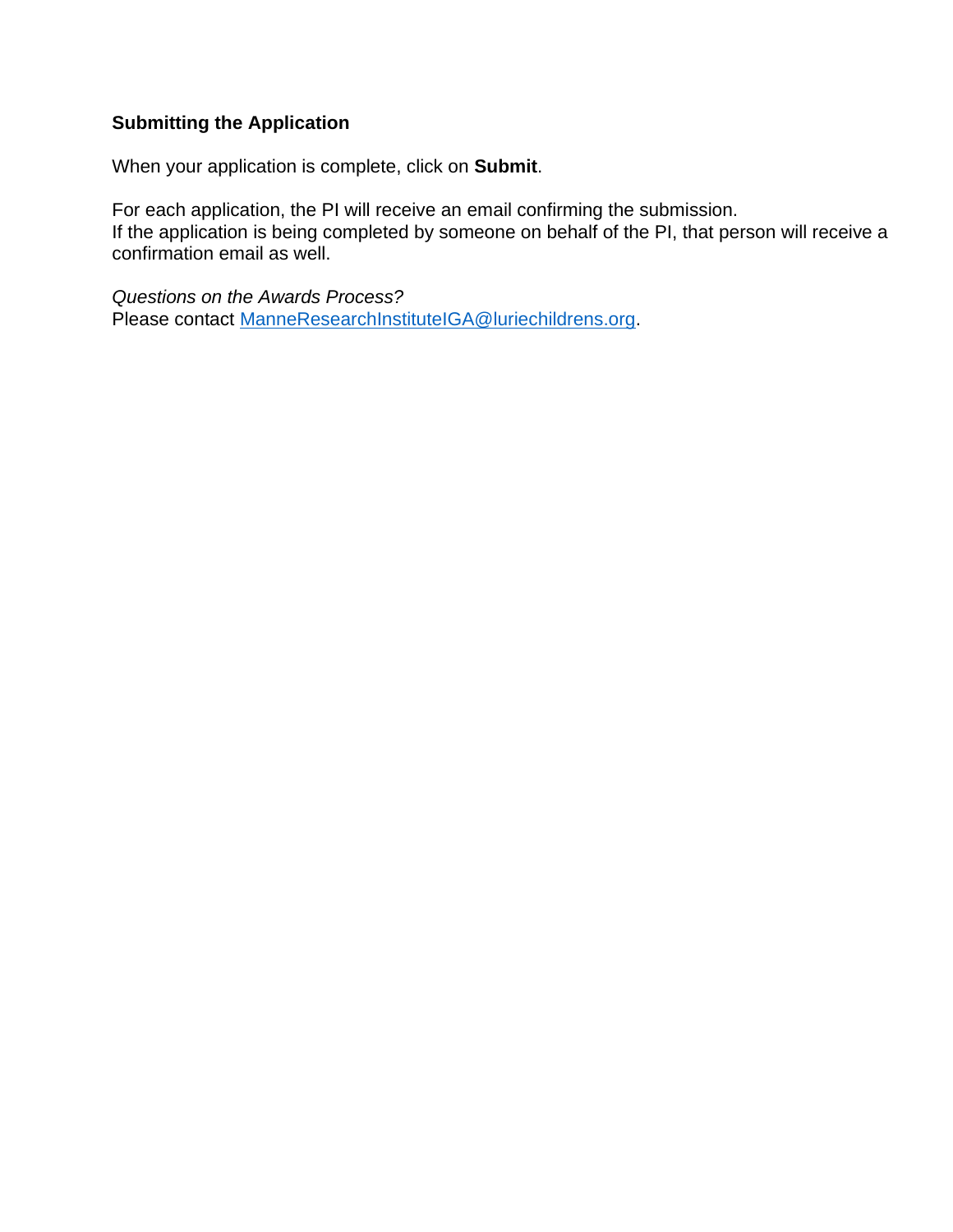**Submitting the Application**

When your application is complete, click on **Submit**.

For each application, the PI will receive an email confirming the submission.
If the application is being completed by someone on behalf of the PI, that person will receive a confirmation email as well.

*Questions on the Awards Process?*
Please contact ManneResearchInstituteIGA@luriechildrens.org.